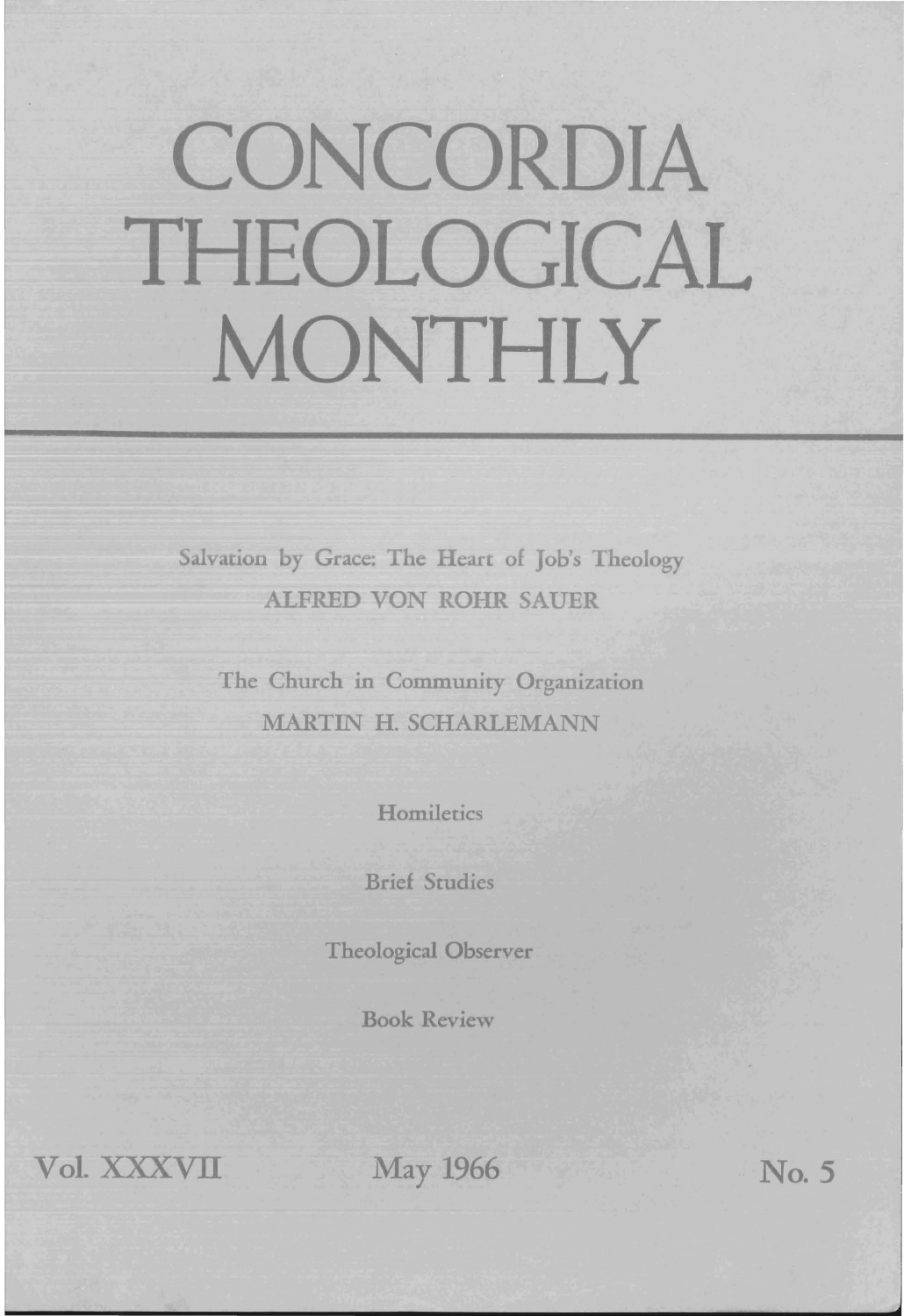# CONCORDIA THEOLOGICAL MONTHLY

Salvation by Grace: The Heart of Job's Theology

ALFRED VON ROHR SAUER

The Church in Community Organization

MARTIN H. SCHARLEMANN

Homiletics

Brief Studies

Theological Observer

Book Review

Vol. XXXVII May 1966 No. 5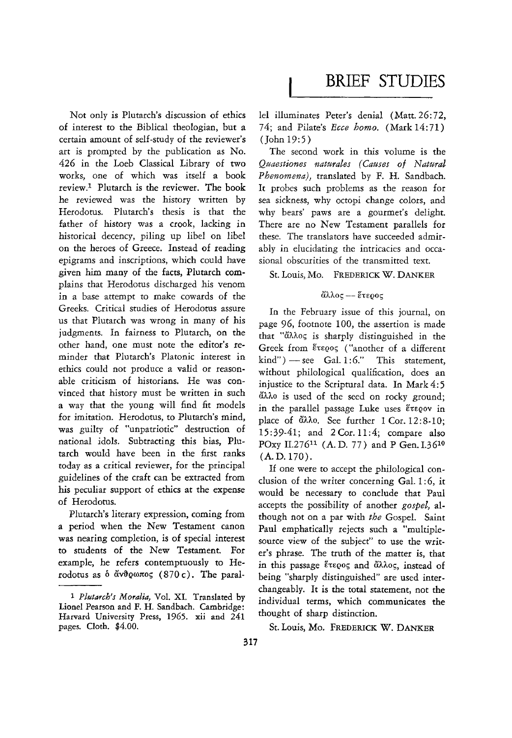BRIEF STUDIES

Not only is Plutarch's discussion of ethics of interest to the Biblical theologian, but a certain amount of self-study of the reviewer's art is prompted by the publication as No. 426 in the Loeb Classical Library of two works, one of which was itself a book review.[1] Plutarch is the reviewer. The book he reviewed was the history written by Herodotus. Plutarch's thesis is that the father of history was a crook, lacking in historical decency, piling up libel on libel on the heroes of Greece. Instead of reading epigrams and inscriptions, which could have given him many of the facts, Plutarch complains that Herodotus discharged his venom in a base attempt to make cowards of the Greeks. Critical studies of Herodotus assure us that Plutarch was wrong in many of his judgments. In fairness to Plutarch, on the other hand, one must note the editor's reminder that Plutarch's Platonic interest in ethics could not produce a valid or reasonable criticism of historians. He was convinced that history must be written in such a way that the young will find fit models for imitation. Herodotus, to Plutarch's mind, was guilty of "unpatriotic" destruction of national idols. Subtracting this bias, Plutarch would have been in the first ranks today as a critical reviewer, for the principal guidelines of the craft can be extracted from his peculiar support of ethics at the expense of Herodotus.

Plutarch's literary expression, coming from a period when the New Testament canon was nearing completion, is of special interest to students of the New Testament. For example, he refers contemptuously to Herodotus as ὁ ἄνθρωπος (870 c). The parallel illuminates Peter's denial (Matt. 26:72, 74; and Pilate's *Ecce homo.* (Mark 14:71) (John 19:5)

The second work in this volume is the *Quaestiones naturales (Causes of Natural Phenomena),* translated by F. H. Sandbach. It probes such problems as the reason for sea sickness, why octopi change colors, and why bears' paws are a gourmet's delight. There are no New Testament parallels for these. The translators have succeeded admirably in elucidating the intricacies and occasional obscurities of the transmitted text.

St. Louis, Mo. FREDERICK W. DANKER

[1] *Plutarch's Moralia,* Vol. XI. Translated by Lionel Pearson and F. H. Sandbach. Cambridge: Harvard University Press, 1965. xii and 241 pages. Cloth. $4.00.

## ἄλλος — ἕτερος

In the February issue of this journal, on page 96, footnote 100, the assertion is made that "ἄλλος is sharply distinguished in the Greek from ἕτερος ("another of a different kind") — see Gal. 1:6." This statement, without philological qualification, does an injustice to the Scriptural data. In Mark 4:5 ἄλλο is used of the seed on rocky ground; in the parallel passage Luke uses ἕτερον in place of ἄλλο. See further 1 Cor. 12:8-10; 15:39-41; and 2 Cor. 11:4; compare also POxy II.276[11] (A. D. 77) and P Gen. I.36[10] (A. D. 170).

If one were to accept the philological conclusion of the writer concerning Gal. 1:6, it would be necessary to conclude that Paul accepts the possibility of another *gospel,* although not on a par with *the* Gospel. Saint Paul emphatically rejects such a "multiple-source view of the subject" to use the writer's phrase. The truth of the matter is, that in this passage ἕτερος and ἄλλος, instead of being "sharply distinguished" are used interchangeably. It is the total statement, not the individual terms, which communicates the thought of sharp distinction.

St. Louis, Mo. FREDERICK W. DANKER